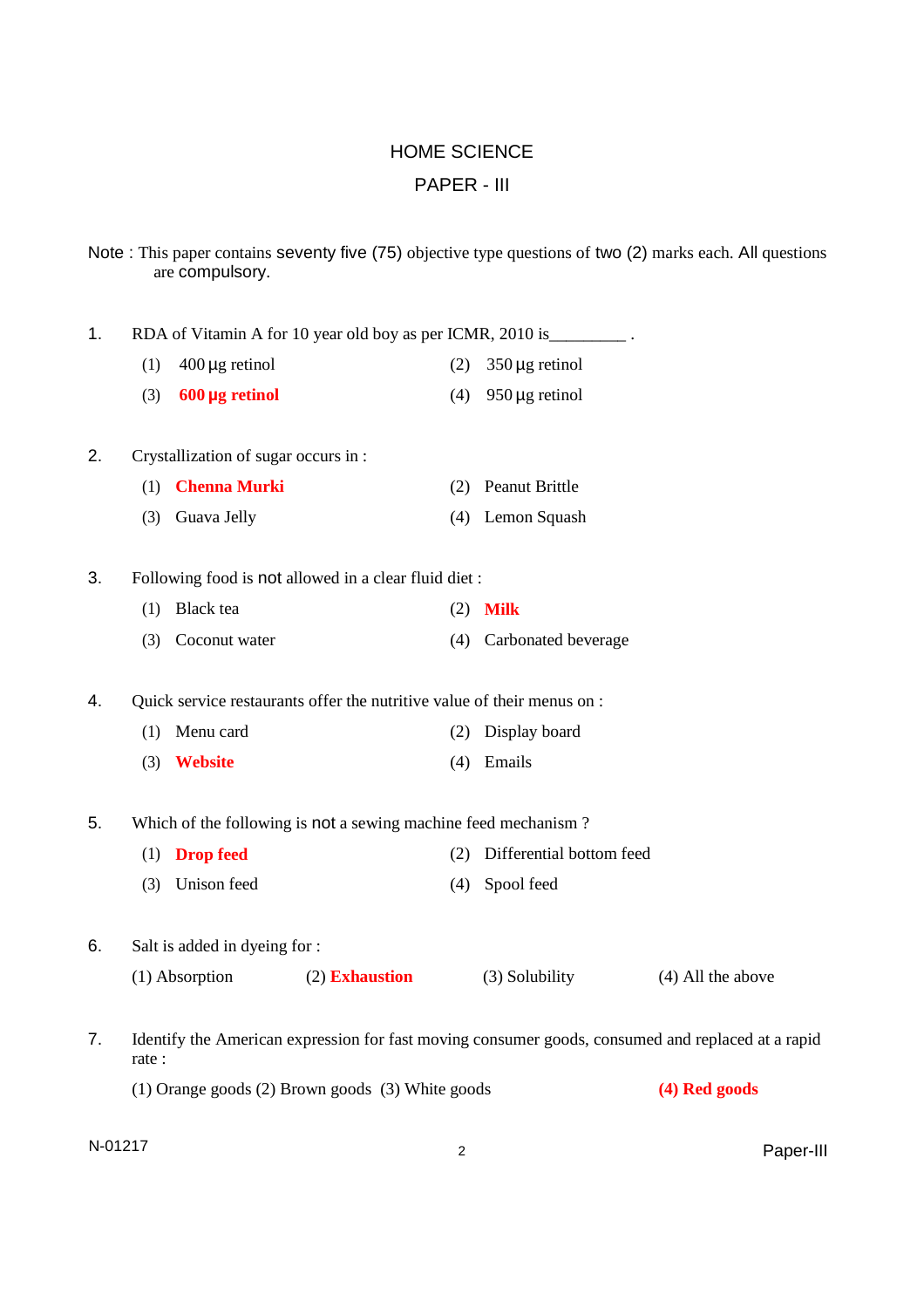# HOME SCIENCE

## PAPER - III

**Note :** This paper contains seventy five (75) objective type questions of two (2) marks each. All questions are compulsory.

1. RDA of Vitamin A for 10 year old boy as per ICMR, 2010 is_________ .
   - (1) 400 µg retinol
   - (2) 350 µg retinol
   - (3) **600 µg retinol**
   - (4) 950 µg retinol

2. Crystallization of sugar occurs in :
   - (1) **Chenna Murki**
   - (2) Peanut Brittle
   - (3) Guava Jelly
   - (4) Lemon Squash

3. Following food is not allowed in a clear fluid diet :
   - (1) Black tea
   - (2) **Milk**
   - (3) Coconut water
   - (4) Carbonated beverage

4. Quick service restaurants offer the nutritive value of their menus on :
   - (1) Menu card
   - (2) Display board
   - (3) **Website**
   - (4) Emails

5. Which of the following is not a sewing machine feed mechanism ?
   - (1) **Drop feed**
   - (2) Differential bottom feed
   - (3) Unison feed
   - (4) Spool feed

6. Salt is added in dyeing for :
   - (1) Absorption
   - (2) **Exhaustion**
   - (3) Solubility
   - (4) All the above

7. Identify the American expression for fast moving consumer goods, consumed and replaced at a rapid rate :
   - (1) Orange goods
   - (2) Brown goods
   - (3) White goods
   - (4) **Red goods**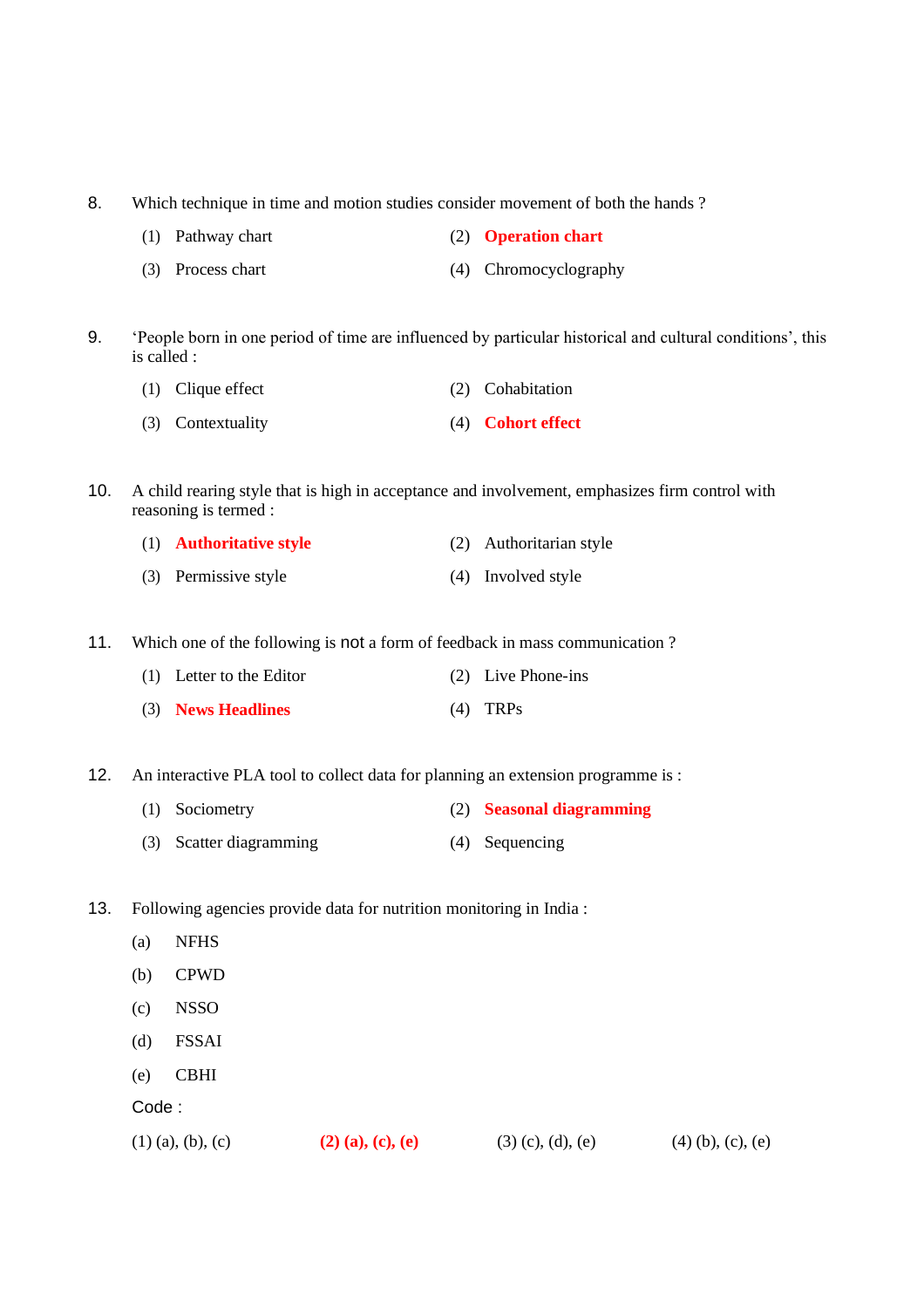8. Which technique in time and motion studies consider movement of both the hands ?

   (1) Pathway chart
   (2) **Operation chart**
   (3) Process chart
   (4) Chromocyclography

9. 'People born in one period of time are influenced by particular historical and cultural conditions', this is called :

   (1) Clique effect
   (2) Cohabitation
   (3) Contextuality
   (4) **Cohort effect**

10. A child rearing style that is high in acceptance and involvement, emphasizes firm control with reasoning is termed :

    (1) **Authoritative style**
    (2) Authoritarian style
    (3) Permissive style
    (4) Involved style

11. Which one of the following is not a form of feedback in mass communication ?

    (1) Letter to the Editor
    (2) Live Phone-ins
    (3) **News Headlines**
    (4) TRPs

12. An interactive PLA tool to collect data for planning an extension programme is :

    (1) Sociometry
    (2) **Seasonal diagramming**
    (3) Scatter diagramming
    (4) Sequencing

13. Following agencies provide data for nutrition monitoring in India :

    (a) NFHS
    (b) CPWD
    (c) NSSO
    (d) FSSAI
    (e) CBHI

    Code :

    (1) (a), (b), (c)   **(2) (a), (c), (e)**   (3) (c), (d), (e)   (4) (b), (c), (e)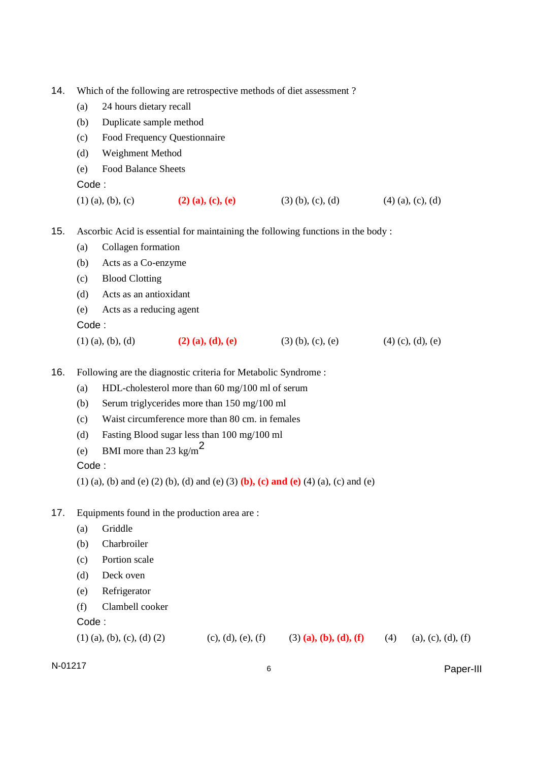14. Which of the following are retrospective methods of diet assessment ?

    (a) 24 hours dietary recall
    (b) Duplicate sample method
    (c) Food Frequency Questionnaire
    (d) Weighment Method
    (e) Food Balance Sheets

    Code :

    (1) (a), (b), (c) **(2) (a), (c), (e)** (3) (b), (c), (d) (4) (a), (c), (d)

15. Ascorbic Acid is essential for maintaining the following functions in the body :

    (a) Collagen formation
    (b) Acts as a Co-enzyme
    (c) Blood Clotting
    (d) Acts as an antioxidant
    (e) Acts as a reducing agent

    Code :

    (1) (a), (b), (d) **(2) (a), (d), (e)** (3) (b), (c), (e) (4) (c), (d), (e)

16. Following are the diagnostic criteria for Metabolic Syndrome :

    (a) HDL-cholesterol more than 60 mg/100 ml of serum
    (b) Serum triglycerides more than 150 mg/100 ml
    (c) Waist circumference more than 80 cm. in females
    (d) Fasting Blood sugar less than 100 mg/100 ml
    (e) BMI more than 23 kg/m$^2$

    Code :

    (1) (a), (b) and (e) (2) (b), (d) and (e) (3) **(b), (c) and (e)** (4) (a), (c) and (e)

17. Equipments found in the production area are :

    (a) Griddle
    (b) Charbroiler
    (c) Portion scale
    (d) Deck oven
    (e) Refrigerator
    (f) Clambell cooker

    Code :

    (1) (a), (b), (c), (d) (2) (c), (d), (e), (f) (3) **(a), (b), (d), (f)** (4) (a), (c), (d), (f)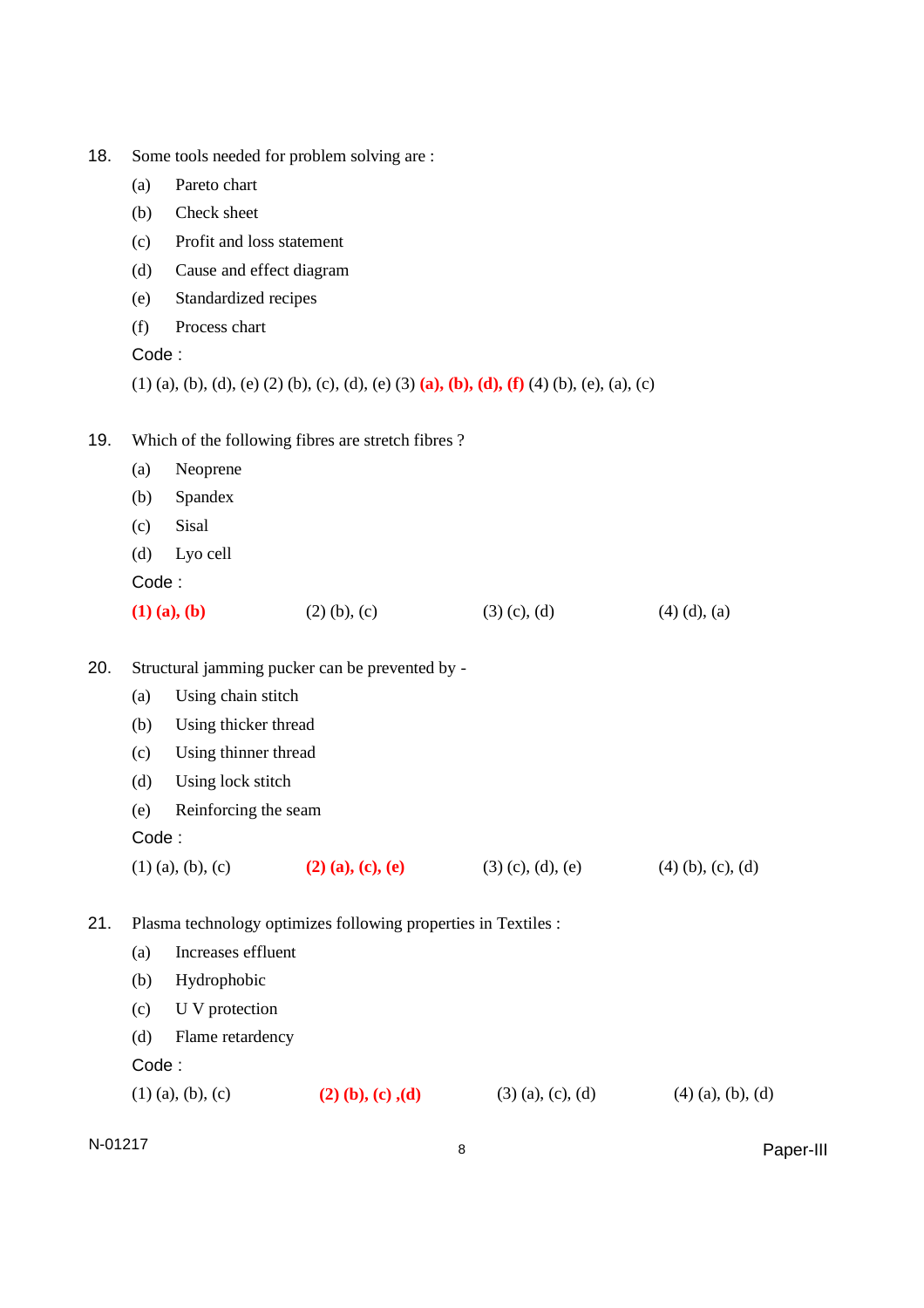18. Some tools needed for problem solving are :

    (a) Pareto chart

    (b) Check sheet

    (c) Profit and loss statement

    (d) Cause and effect diagram

    (e) Standardized recipes

    (f) Process chart

    Code :

    (1) (a), (b), (d), (e) (2) (b), (c), (d), (e) (3) **(a), (b), (d), (f)** (4) (b), (e), (a), (c)

19. Which of the following fibres are stretch fibres ?

    (a) Neoprene

    (b) Spandex

    (c) Sisal

    (d) Lyo cell

    Code :

    **(1) (a), (b)** (2) (b), (c) (3) (c), (d) (4) (d), (a)

20. Structural jamming pucker can be prevented by -

    (a) Using chain stitch

    (b) Using thicker thread

    (c) Using thinner thread

    (d) Using lock stitch

    (e) Reinforcing the seam

    Code :

    (1) (a), (b), (c) **(2) (a), (c), (e)** (3) (c), (d), (e) (4) (b), (c), (d)

21. Plasma technology optimizes following properties in Textiles :

    (a) Increases effluent

    (b) Hydrophobic

    (c) U V protection

    (d) Flame retardency

    Code :

    (1) (a), (b), (c) **(2) (b), (c) ,(d)** (3) (a), (c), (d) (4) (a), (b), (d)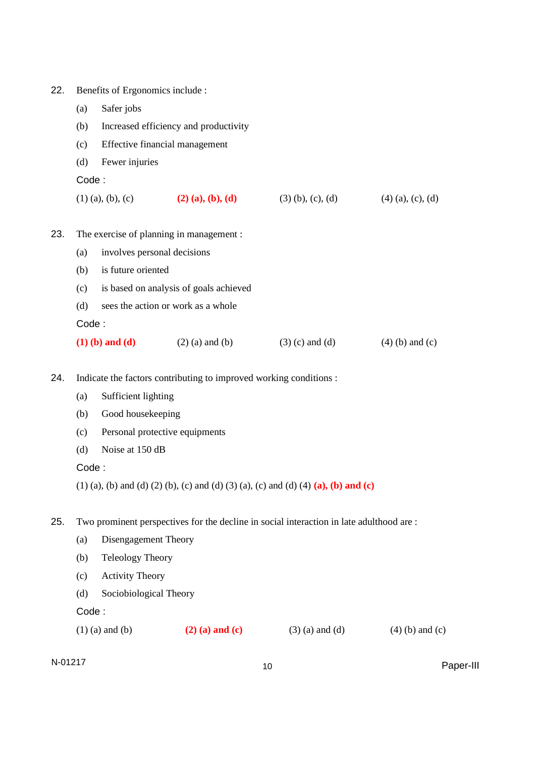22. Benefits of Ergonomics include :

    (a) Safer jobs

    (b) Increased efficiency and productivity

    (c) Effective financial management

    (d) Fewer injuries

    Code :

    (1) (a), (b), (c) **(2) (a), (b), (d)** (3) (b), (c), (d) (4) (a), (c), (d)

23. The exercise of planning in management :

    (a) involves personal decisions

    (b) is future oriented

    (c) is based on analysis of goals achieved

    (d) sees the action or work as a whole

    Code :

    **(1) (b) and (d)** (2) (a) and (b) (3) (c) and (d) (4) (b) and (c)

24. Indicate the factors contributing to improved working conditions :

    (a) Sufficient lighting

    (b) Good housekeeping

    (c) Personal protective equipments

    (d) Noise at 150 dB

    Code :

    (1) (a), (b) and (d) (2) (b), (c) and (d) (3) (a), (c) and (d) (4) **(a), (b) and (c)**

25. Two prominent perspectives for the decline in social interaction in late adulthood are :

    (a) Disengagement Theory

    (b) Teleology Theory

    (c) Activity Theory

    (d) Sociobiological Theory

    Code :

    (1) (a) and (b) **(2) (a) and (c)** (3) (a) and (d) (4) (b) and (c)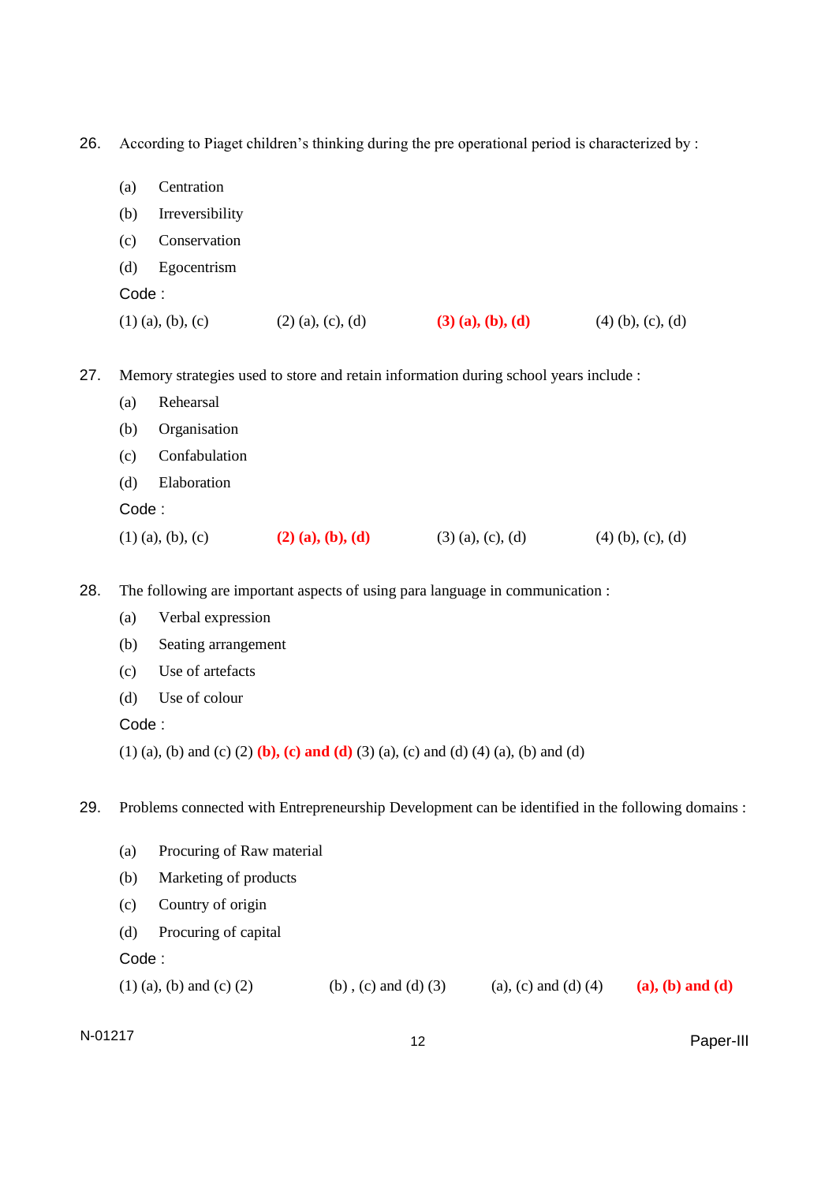26. According to Piaget children's thinking during the pre operational period is characterized by :

    (a) Centration

    (b) Irreversibility

    (c) Conservation

    (d) Egocentrism

    Code :

    (1) (a), (b), (c) (2) (a), (c), (d) **(3) (a), (b), (d)** (4) (b), (c), (d)

27. Memory strategies used to store and retain information during school years include :

    (a) Rehearsal

    (b) Organisation

    (c) Confabulation

    (d) Elaboration

    Code :

    (1) (a), (b), (c) **(2) (a), (b), (d)** (3) (a), (c), (d) (4) (b), (c), (d)

28. The following are important aspects of using para language in communication :

    (a) Verbal expression

    (b) Seating arrangement

    (c) Use of artefacts

    (d) Use of colour

    Code :

    (1) (a), (b) and (c) (2) **(b), (c) and (d)** (3) (a), (c) and (d) (4) (a), (b) and (d)

29. Problems connected with Entrepreneurship Development can be identified in the following domains :

    (a) Procuring of Raw material

    (b) Marketing of products

    (c) Country of origin

    (d) Procuring of capital

    Code :

    (1) (a), (b) and (c) (2) (b) , (c) and (d) (3) (a), (c) and (d) (4) **(a), (b) and (d)**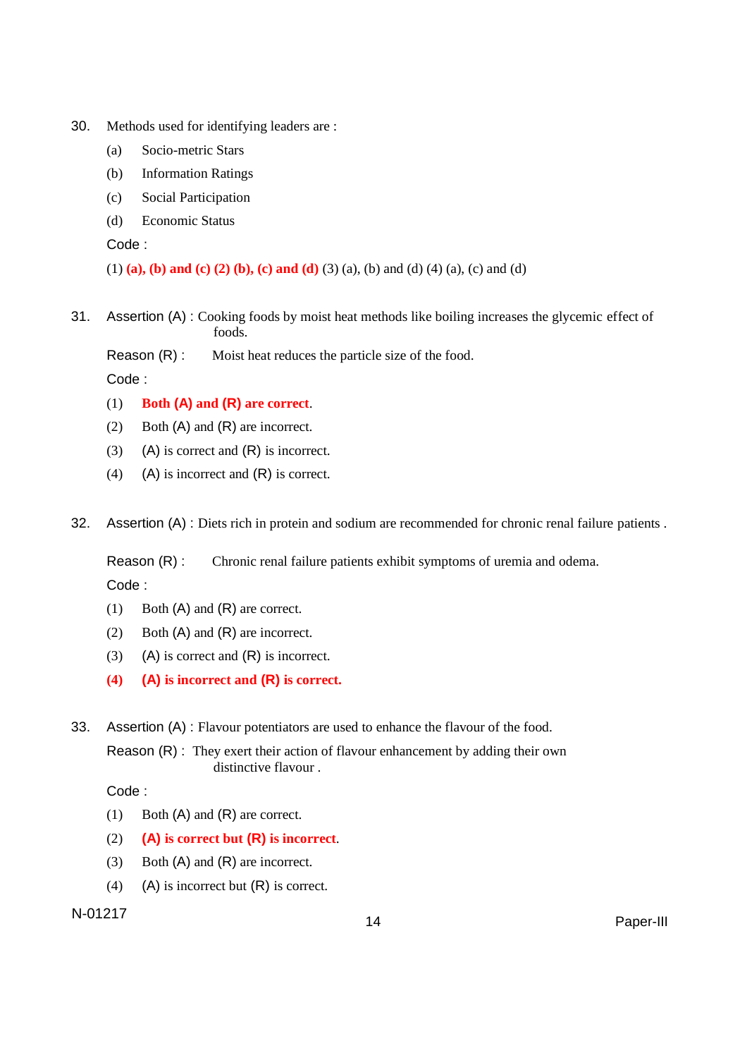30. Methods used for identifying leaders are :

 (a) Socio-metric Stars

 (b) Information Ratings

 (c) Social Participation

 (d) Economic Status

 Code :

 (1) **(a), (b) and (c)** **(2) (b), (c) and (d)** (3) (a), (b) and (d) (4) (a), (c) and (d)

31. Assertion (A) : Cooking foods by moist heat methods like boiling increases the glycemic effect of foods.

 Reason (R) : Moist heat reduces the particle size of the food.

 Code :

 (1) **Both (A) and (R) are correct**.

 (2) Both (A) and (R) are incorrect.

 (3) (A) is correct and (R) is incorrect.

 (4) (A) is incorrect and (R) is correct.

32. Assertion (A) : Diets rich in protein and sodium are recommended for chronic renal failure patients .

 Reason (R) : Chronic renal failure patients exhibit symptoms of uremia and odema.

 Code :

 (1) Both (A) and (R) are correct.

 (2) Both (A) and (R) are incorrect.

 (3) (A) is correct and (R) is incorrect.

 **(4) (A) is incorrect and (R) is correct.**

33. Assertion (A) : Flavour potentiators are used to enhance the flavour of the food.

 Reason (R) : They exert their action of flavour enhancement by adding their own distinctive flavour .

 Code :

 (1) Both (A) and (R) are correct.

 (2) **(A) is correct but (R) is incorrect**.

 (3) Both (A) and (R) are incorrect.

 (4) (A) is incorrect but (R) is correct.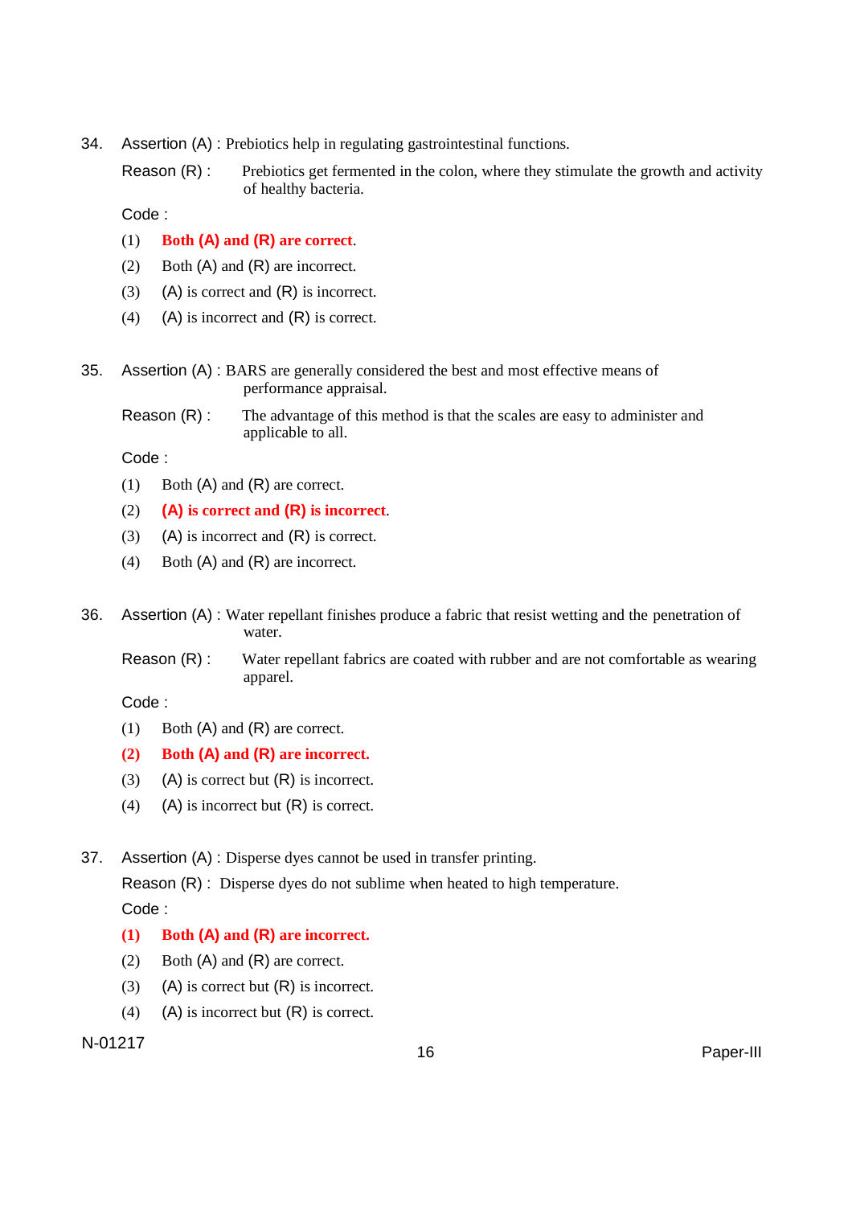34. Assertion (A) : Prebiotics help in regulating gastrointestinal functions.

    Reason (R) : Prebiotics get fermented in the colon, where they stimulate the growth and activity of healthy bacteria.

    Code :

    (1) **Both (A) and (R) are correct**.

    (2) Both (A) and (R) are incorrect.

    (3) (A) is correct and (R) is incorrect.

    (4) (A) is incorrect and (R) is correct.

35. Assertion (A) : BARS are generally considered the best and most effective means of performance appraisal.

    Reason (R) : The advantage of this method is that the scales are easy to administer and applicable to all.

    Code :

    (1) Both (A) and (R) are correct.

    (2) **(A) is correct and (R) is incorrect**.

    (3) (A) is incorrect and (R) is correct.

    (4) Both (A) and (R) are incorrect.

36. Assertion (A) : Water repellant finishes produce a fabric that resist wetting and the penetration of water.

    Reason (R) : Water repellant fabrics are coated with rubber and are not comfortable as wearing apparel.

    Code :

    (1) Both (A) and (R) are correct.

    **(2) Both (A) and (R) are incorrect.**

    (3) (A) is correct but (R) is incorrect.

    (4) (A) is incorrect but (R) is correct.

37. Assertion (A) : Disperse dyes cannot be used in transfer printing.

    Reason (R) : Disperse dyes do not sublime when heated to high temperature.

    Code :

    **(1) Both (A) and (R) are incorrect.**

    (2) Both (A) and (R) are correct.

    (3) (A) is correct but (R) is incorrect.

    (4) (A) is incorrect but (R) is correct.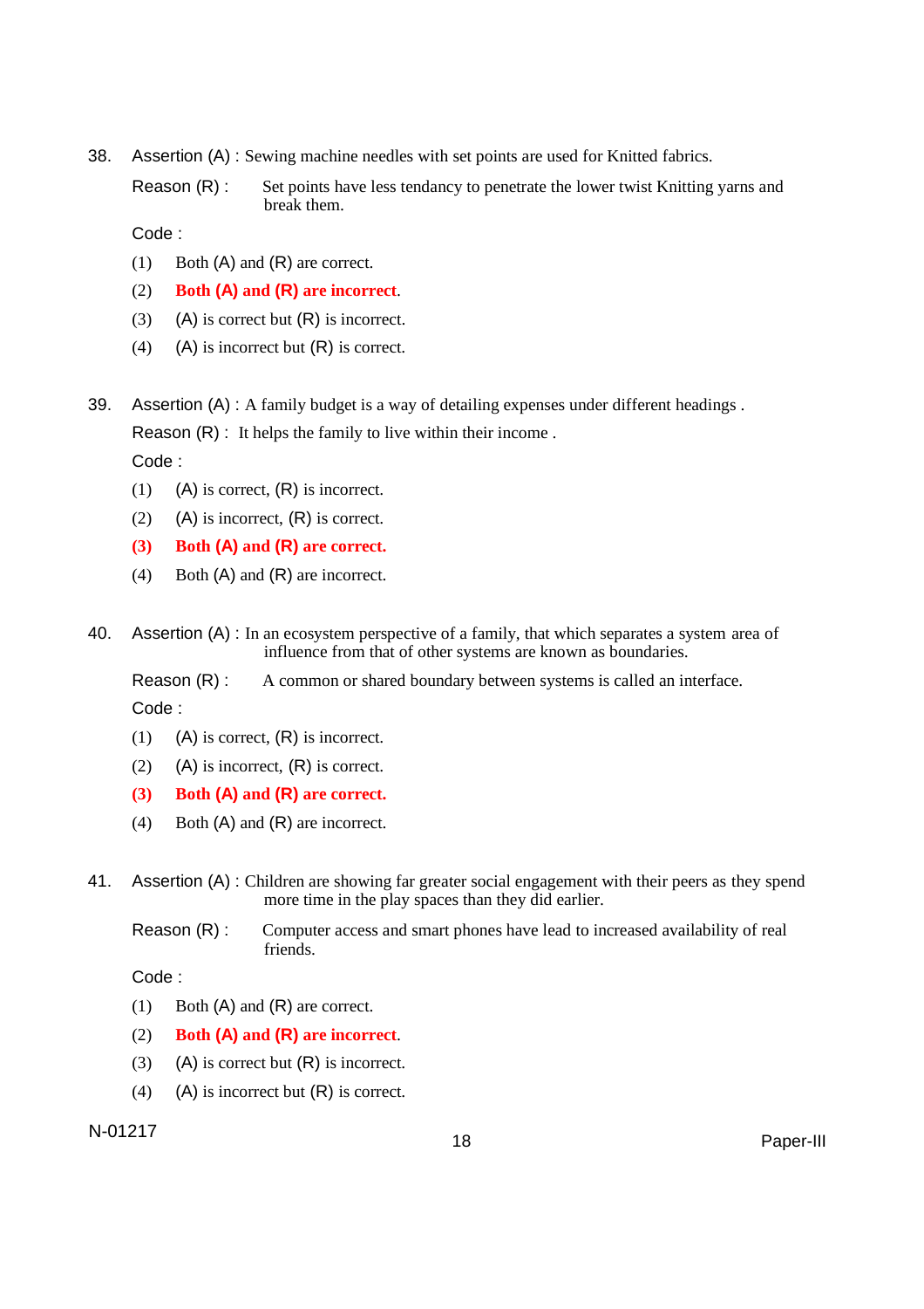38. Assertion (A) : Sewing machine needles with set points are used for Knitted fabrics.

    Reason (R) : Set points have less tendancy to penetrate the lower twist Knitting yarns and break them.

    Code :

    (1) Both (A) and (R) are correct.

    (2) **Both (A) and (R) are incorrect**.

    (3) (A) is correct but (R) is incorrect.

    (4) (A) is incorrect but (R) is correct.

39. Assertion (A) : A family budget is a way of detailing expenses under different headings .

    Reason (R) : It helps the family to live within their income .

    Code :

    (1) (A) is correct, (R) is incorrect.

    (2) (A) is incorrect, (R) is correct.

    **(3) Both (A) and (R) are correct.**

    (4) Both (A) and (R) are incorrect.

40. Assertion (A) : In an ecosystem perspective of a family, that which separates a system area of influence from that of other systems are known as boundaries.

    Reason (R) : A common or shared boundary between systems is called an interface.

    Code :

    (1) (A) is correct, (R) is incorrect.

    (2) (A) is incorrect, (R) is correct.

    **(3) Both (A) and (R) are correct.**

    (4) Both (A) and (R) are incorrect.

41. Assertion (A) : Children are showing far greater social engagement with their peers as they spend more time in the play spaces than they did earlier.

    Reason (R) : Computer access and smart phones have lead to increased availability of real friends.

    Code :

    (1) Both (A) and (R) are correct.

    (2) **Both (A) and (R) are incorrect**.

    (3) (A) is correct but (R) is incorrect.

    (4) (A) is incorrect but (R) is correct.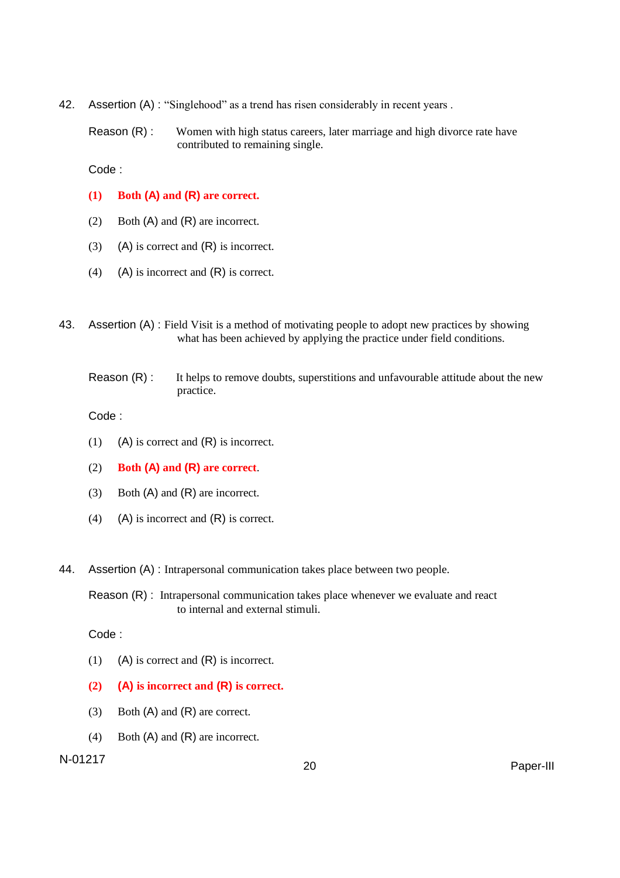42. Assertion (A) : "Singlehood" as a trend has risen considerably in recent years .

    Reason (R) : Women with high status careers, later marriage and high divorce rate have contributed to remaining single.

    Code :

    **(1) Both (A) and (R) are correct.**

    (2) Both (A) and (R) are incorrect.

    (3) (A) is correct and (R) is incorrect.

    (4) (A) is incorrect and (R) is correct.

43. Assertion (A) : Field Visit is a method of motivating people to adopt new practices by showing what has been achieved by applying the practice under field conditions.

    Reason (R) : It helps to remove doubts, superstitions and unfavourable attitude about the new practice.

    Code :

    (1) (A) is correct and (R) is incorrect.

    (2) **Both (A) and (R) are correct**.

    (3) Both (A) and (R) are incorrect.

    (4) (A) is incorrect and (R) is correct.

44. Assertion (A) : Intrapersonal communication takes place between two people.

    Reason (R) : Intrapersonal communication takes place whenever we evaluate and react to internal and external stimuli.

    Code :

    (1) (A) is correct and (R) is incorrect.

    **(2) (A) is incorrect and (R) is correct.**

    (3) Both (A) and (R) are correct.

    (4) Both (A) and (R) are incorrect.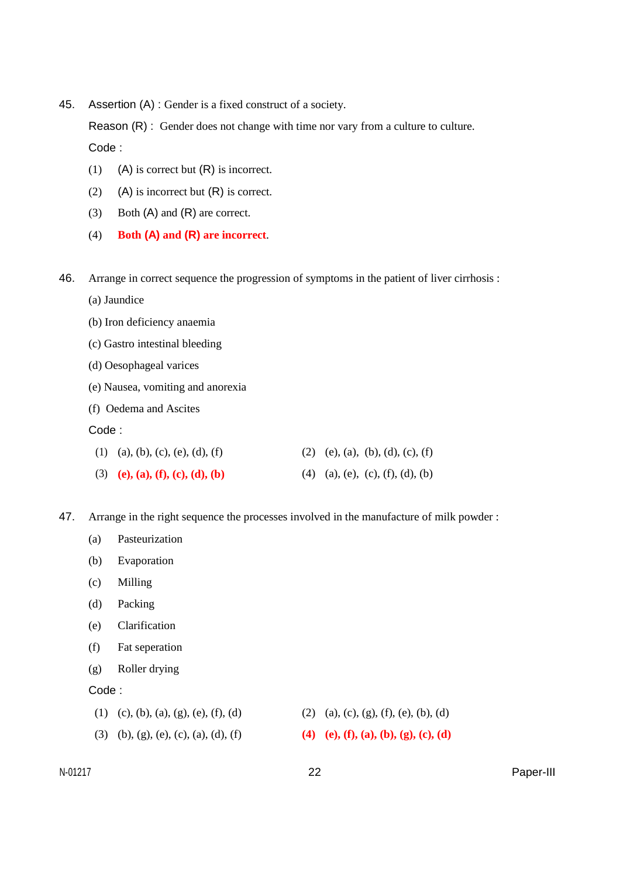45. Assertion (A) : Gender is a fixed construct of a society.

    Reason (R) : Gender does not change with time nor vary from a culture to culture.

    Code :

    (1) (A) is correct but (R) is incorrect.

    (2) (A) is incorrect but (R) is correct.

    (3) Both (A) and (R) are correct.

    (4) **Both (A) and (R) are incorrect**.

46. Arrange in correct sequence the progression of symptoms in the patient of liver cirrhosis :

    (a) Jaundice

    (b) Iron deficiency anaemia

    (c) Gastro intestinal bleeding

    (d) Oesophageal varices

    (e) Nausea, vomiting and anorexia

    (f) Oedema and Ascites

    Code :

    (1) (a), (b), (c), (e), (d), (f)

    (2) (e), (a), (b), (d), (c), (f)

    (3) **(e), (a), (f), (c), (d), (b)**

    (4) (a), (e), (c), (f), (d), (b)

47. Arrange in the right sequence the processes involved in the manufacture of milk powder :

    (a) Pasteurization

    (b) Evaporation

    (c) Milling

    (d) Packing

    (e) Clarification

    (f) Fat seperation

    (g) Roller drying

    Code :

    (1) (c), (b), (a), (g), (e), (f), (d)

    (2) (a), (c), (g), (f), (e), (b), (d)

    (3) (b), (g), (e), (c), (a), (d), (f)

    **(4) (e), (f), (a), (b), (g), (c), (d)**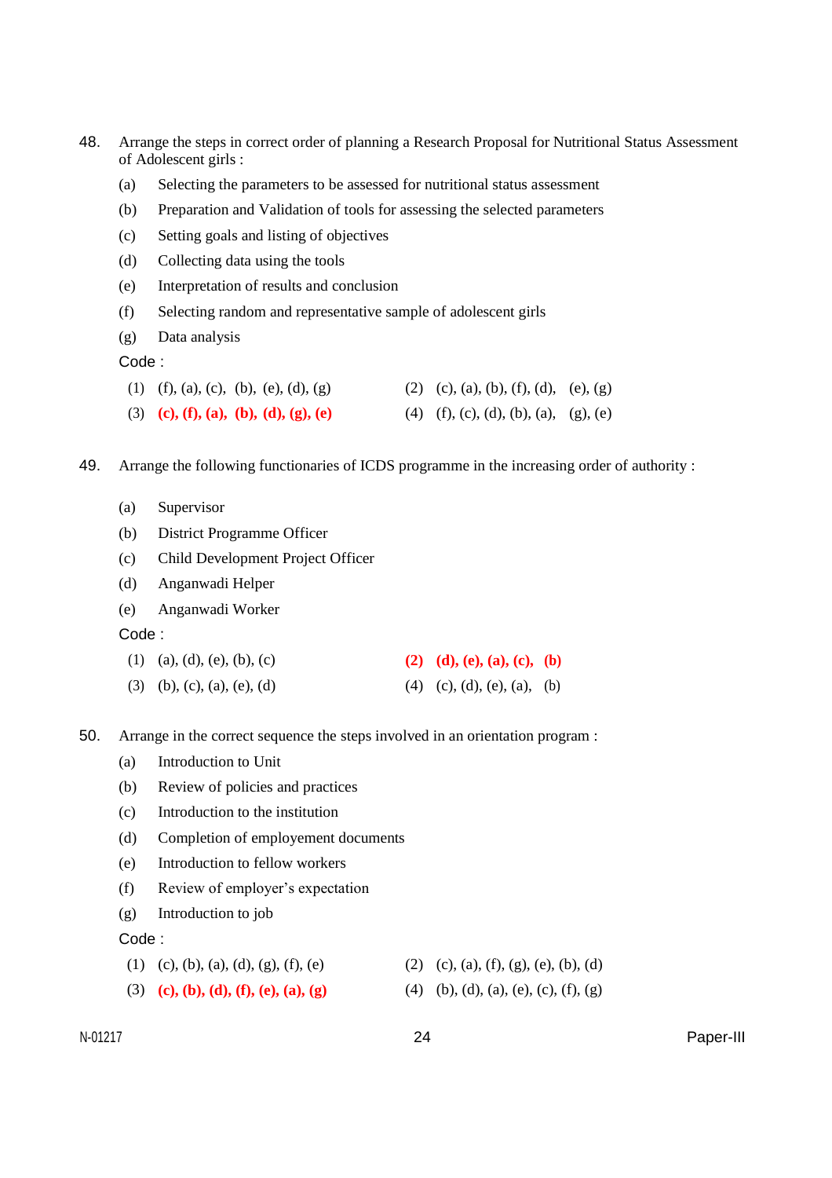48. Arrange the steps in correct order of planning a Research Proposal for Nutritional Status Assessment of Adolescent girls :

(a) Selecting the parameters to be assessed for nutritional status assessment

(b) Preparation and Validation of tools for assessing the selected parameters

(c) Setting goals and listing of objectives

(d) Collecting data using the tools

(e) Interpretation of results and conclusion

(f) Selecting random and representative sample of adolescent girls

(g) Data analysis

Code :

(1) (f), (a), (c), (b), (e), (d), (g)
(2) (c), (a), (b), (f), (d), (e), (g)
(3) **(c), (f), (a), (b), (d), (g), (e)**
(4) (f), (c), (d), (b), (a), (g), (e)

49. Arrange the following functionaries of ICDS programme in the increasing order of authority :

(a) Supervisor

(b) District Programme Officer

(c) Child Development Project Officer

(d) Anganwadi Helper

(e) Anganwadi Worker

Code :

(1) (a), (d), (e), (b), (c)
(2) **(d), (e), (a), (c), (b)**
(3) (b), (c), (a), (e), (d)
(4) (c), (d), (e), (a), (b)

50. Arrange in the correct sequence the steps involved in an orientation program :

(a) Introduction to Unit

(b) Review of policies and practices

(c) Introduction to the institution

(d) Completion of employement documents

(e) Introduction to fellow workers

(f) Review of employer's expectation

(g) Introduction to job

Code :

(1) (c), (b), (a), (d), (g), (f), (e)
(2) (c), (a), (f), (g), (e), (b), (d)
(3) **(c), (b), (d), (f), (e), (a), (g)**
(4) (b), (d), (a), (e), (c), (f), (g)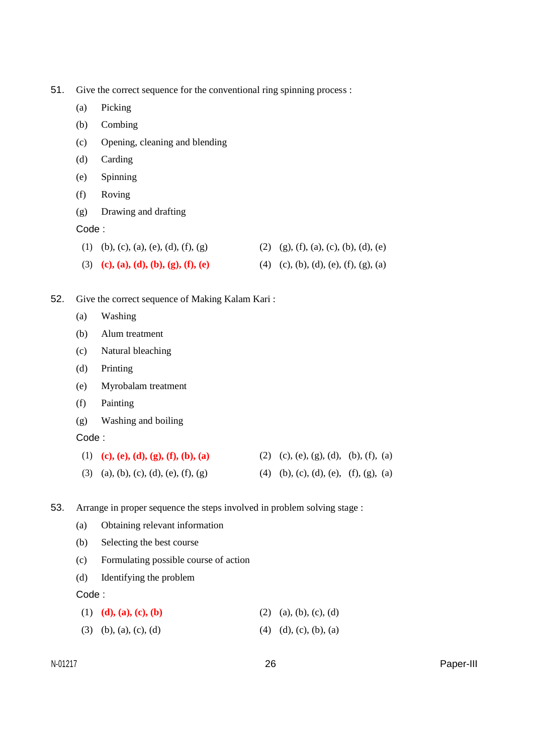51. Give the correct sequence for the conventional ring spinning process :

(a) Picking
(b) Combing
(c) Opening, cleaning and blending
(d) Carding
(e) Spinning
(f) Roving
(g) Drawing and drafting

Code :

(1) (b), (c), (a), (e), (d), (f), (g)
(2) (g), (f), (a), (c), (b), (d), (e)
(3) **(c), (a), (d), (b), (g), (f), (e)**
(4) (c), (b), (d), (e), (f), (g), (a)

52. Give the correct sequence of Making Kalam Kari :

(a) Washing
(b) Alum treatment
(c) Natural bleaching
(d) Printing
(e) Myrobalam treatment
(f) Painting
(g) Washing and boiling

Code :

(1) **(c), (e), (d), (g), (f), (b), (a)**
(2) (c), (e), (g), (d), (b), (f), (a)
(3) (a), (b), (c), (d), (e), (f), (g)
(4) (b), (c), (d), (e), (f), (g), (a)

53. Arrange in proper sequence the steps involved in problem solving stage :

(a) Obtaining relevant information
(b) Selecting the best course
(c) Formulating possible course of action
(d) Identifying the problem

Code :

(1) **(d), (a), (c), (b)**
(2) (a), (b), (c), (d)
(3) (b), (a), (c), (d)
(4) (d), (c), (b), (a)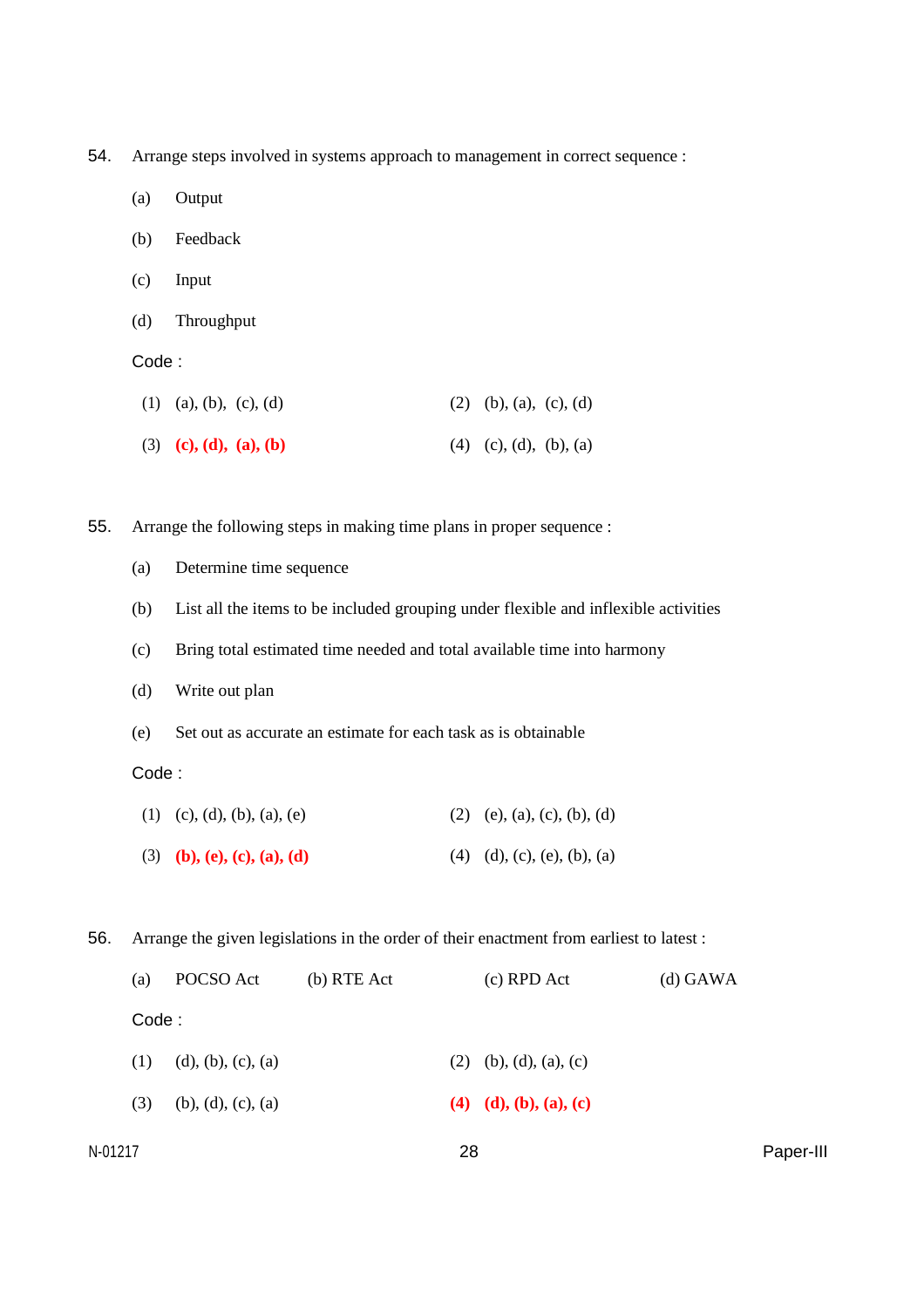54. Arrange steps involved in systems approach to management in correct sequence :

(a) Output

(b) Feedback

(c) Input

(d) Throughput

Code :

(1) (a), (b), (c), (d) (2) (b), (a), (c), (d)

(3) **(c), (d), (a), (b)** (4) (c), (d), (b), (a)

55. Arrange the following steps in making time plans in proper sequence :

(a) Determine time sequence

(b) List all the items to be included grouping under flexible and inflexible activities

(c) Bring total estimated time needed and total available time into harmony

(d) Write out plan

(e) Set out as accurate an estimate for each task as is obtainable

Code :

(1) (c), (d), (b), (a), (e) (2) (e), (a), (c), (b), (d)

(3) **(b), (e), (c), (a), (d)** (4) (d), (c), (e), (b), (a)

56. Arrange the given legislations in the order of their enactment from earliest to latest :

(a) POCSO Act (b) RTE Act (c) RPD Act (d) GAWA

Code :

(1) (d), (b), (c), (a) (2) (b), (d), (a), (c)

(3) (b), (d), (c), (a) **(4) (d), (b), (a), (c)**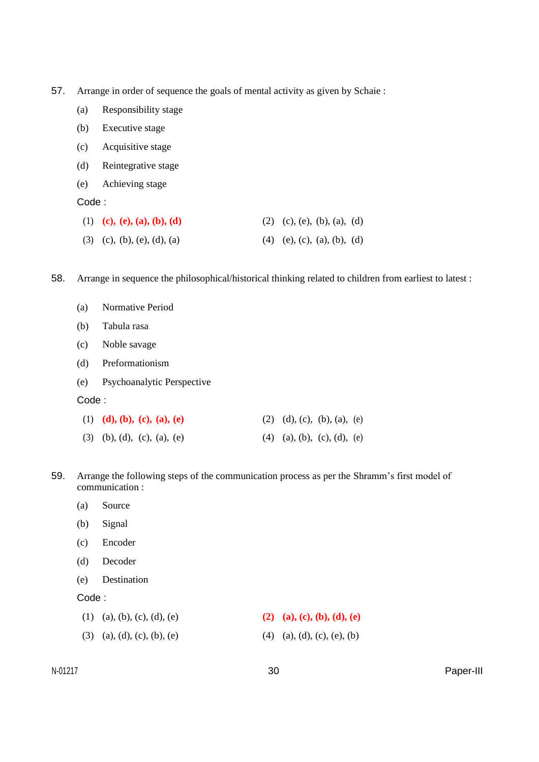57. Arrange in order of sequence the goals of mental activity as given by Schaie :

(a) Responsibility stage

(b) Executive stage

(c) Acquisitive stage

(d) Reintegrative stage

(e) Achieving stage

Code :

(1) **(c), (e), (a), (b), (d)**  (2) (c), (e), (b), (a), (d)

(3) (c), (b), (e), (d), (a)  (4) (e), (c), (a), (b), (d)

58. Arrange in sequence the philosophical/historical thinking related to children from earliest to latest :

(a) Normative Period

(b) Tabula rasa

(c) Noble savage

(d) Preformationism

(e) Psychoanalytic Perspective

Code :

(1) **(d), (b), (c), (a), (e)**  (2) (d), (c), (b), (a), (e)

(3) (b), (d), (c), (a), (e)  (4) (a), (b), (c), (d), (e)

59. Arrange the following steps of the communication process as per the Shramm's first model of communication :

(a) Source

(b) Signal

(c) Encoder

(d) Decoder

(e) Destination

Code :

(1) (a), (b), (c), (d), (e)  **(2) (a), (c), (b), (d), (e)**

(3) (a), (d), (c), (b), (e)  (4) (a), (d), (c), (e), (b)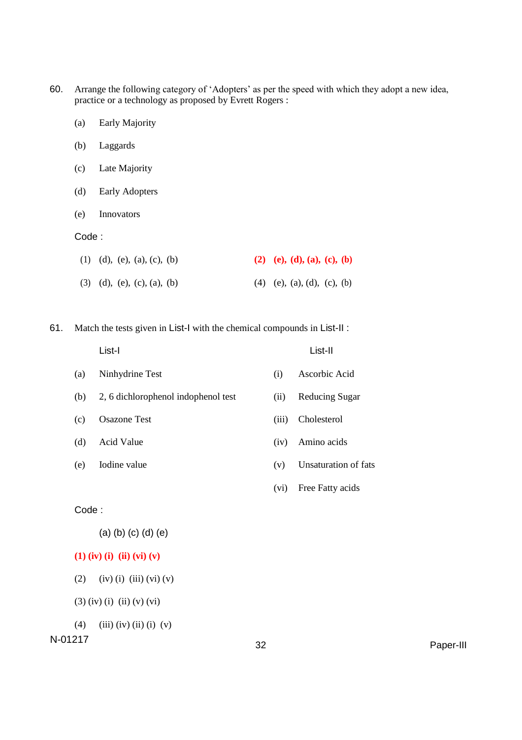60. Arrange the following category of 'Adopters' as per the speed with which they adopt a new idea, practice or a technology as proposed by Evrett Rogers :

    (a) Early Majority

    (b) Laggards

    (c) Late Majority

    (d) Early Adopters

    (e) Innovators

    Code :

    (1) (d), (e), (a), (c), (b)

    **(2) (e), (d), (a), (c), (b)**

    (3) (d), (e), (c), (a), (b)

    (4) (e), (a), (d), (c), (b)

61. Match the tests given in List-I with the chemical compounds in List-II :

| | List-I | | List-II |
|---|---|---|---|
| (a) | Ninhydrine Test | (i) | Ascorbic Acid |
| (b) | 2, 6 dichlorophenol indophenol test | (ii) | Reducing Sugar |
| (c) | Osazone Test | (iii) | Cholesterol |
| (d) | Acid Value | (iv) | Amino acids |
| (e) | Iodine value | (v) | Unsaturation of fats |
| | | (vi) | Free Fatty acids |

Code :

| | (a) | (b) | (c) | (d) | (e) |
|---|---|---|---|---|---|
| **(1)** | **(iv)** | **(i)** | **(ii)** | **(vi)** | **(v)** |
| (2) | (iv) | (i) | (iii) | (vi) | (v) |
| (3) | (iv) | (i) | (ii) | (v) | (vi) |
| (4) | (iii) | (iv) | (ii) | (i) | (v) |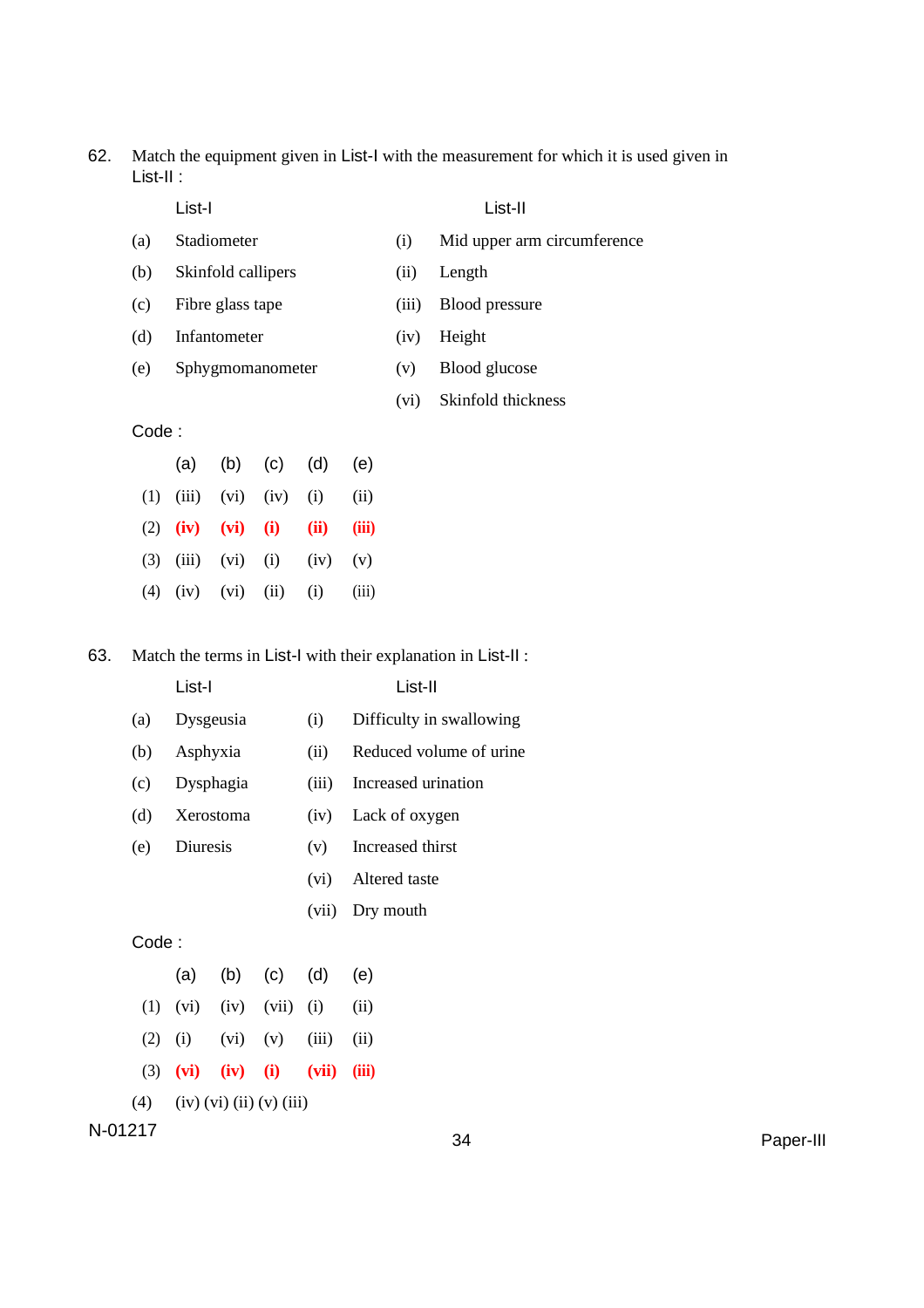62. Match the equipment given in List-I with the measurement for which it is used given in List-II :

| | List-I | | List-II |
|---|---|---|---|
| (a) | Stadiometer | (i) | Mid upper arm circumference |
| (b) | Skinfold callipers | (ii) | Length |
| (c) | Fibre glass tape | (iii) | Blood pressure |
| (d) | Infantometer | (iv) | Height |
| (e) | Sphygmomanometer | (v) | Blood glucose |
| | | (vi) | Skinfold thickness |

Code :

| | (a) | (b) | (c) | (d) | (e) |
|---|---|---|---|---|---|
| (1) | (iii) | (vi) | (iv) | (i) | (ii) |
| (2) | **(iv)** | **(vi)** | **(i)** | **(ii)** | **(iii)** |
| (3) | (iii) | (vi) | (i) | (iv) | (v) |
| (4) | (iv) | (vi) | (ii) | (i) | (iii) |

63. Match the terms in List-I with their explanation in List-II :

| | List-I | | List-II |
|---|---|---|---|
| (a) | Dysgeusia | (i) | Difficulty in swallowing |
| (b) | Asphyxia | (ii) | Reduced volume of urine |
| (c) | Dysphagia | (iii) | Increased urination |
| (d) | Xerostoma | (iv) | Lack of oxygen |
| (e) | Diuresis | (v) | Increased thirst |
| | | (vi) | Altered taste |
| | | (vii) | Dry mouth |

Code :

| | (a) | (b) | (c) | (d) | (e) |
|---|---|---|---|---|---|
| (1) | (vi) | (iv) | (vii) | (i) | (ii) |
| (2) | (i) | (vi) | (v) | (iii) | (ii) |
| (3) | **(vi)** | **(iv)** | **(i)** | **(vii)** | **(iii)** |
| (4) | (iv) | (vi) | (ii) | (v) | (iii) |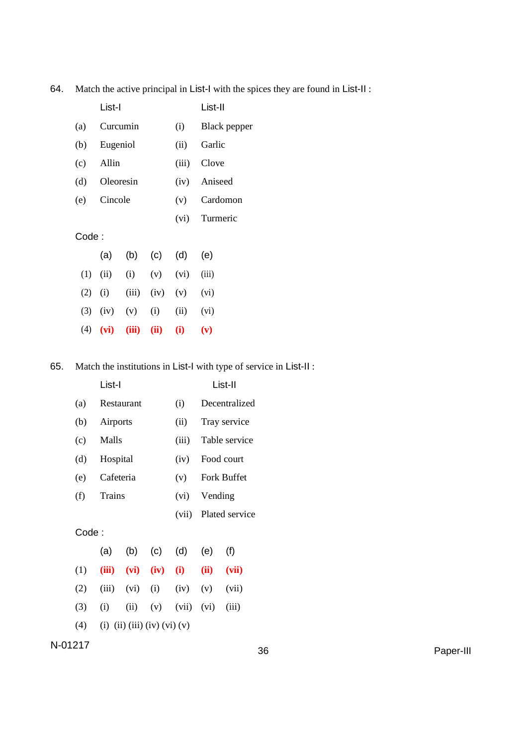64. Match the active principal in List-I with the spices they are found in List-II :

| | List-I | | List-II |
|---|---|---|---|
| (a) | Curcumin | (i) | Black pepper |
| (b) | Eugeniol | (ii) | Garlic |
| (c) | Allin | (iii) | Clove |
| (d) | Oleoresin | (iv) | Aniseed |
| (e) | Cincole | (v) | Cardomon |
| | | (vi) | Turmeric |

Code :

| | (a) | (b) | (c) | (d) | (e) |
|---|---|---|---|---|---|
| (1) | (ii) | (i) | (v) | (vi) | (iii) |
| (2) | (i) | (iii) | (iv) | (v) | (vi) |
| (3) | (iv) | (v) | (i) | (ii) | (vi) |
| (4) | **(vi)** | **(iii)** | **(ii)** | **(i)** | **(v)** |

65. Match the institutions in List-I with type of service in List-II :

| | List-I | | List-II |
|---|---|---|---|
| (a) | Restaurant | (i) | Decentralized |
| (b) | Airports | (ii) | Tray service |
| (c) | Malls | (iii) | Table service |
| (d) | Hospital | (iv) | Food court |
| (e) | Cafeteria | (v) | Fork Buffet |
| (f) | Trains | (vi) | Vending |
| | | (vii) | Plated service |

Code :

| | (a) | (b) | (c) | (d) | (e) | (f) |
|---|---|---|---|---|---|---|
| (1) | **(iii)** | **(vi)** | **(iv)** | **(i)** | **(ii)** | **(vii)** |
| (2) | (iii) | (vi) | (i) | (iv) | (v) | (vii) |
| (3) | (i) | (ii) | (v) | (vii) | (vi) | (iii) |
| (4) | (i) | (ii) | (iii) | (iv) | (vi) | (v) |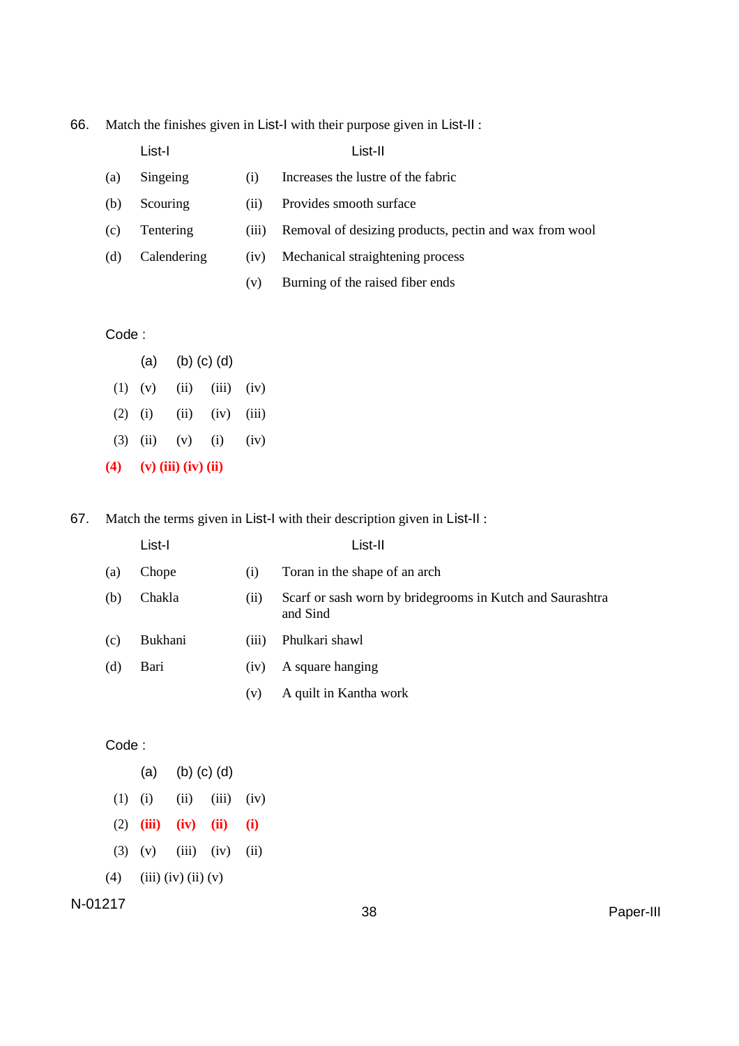66. Match the finishes given in List-I with their purpose given in List-II :

| | List-I | | List-II |
|---|---|---|---|
| (a) | Singeing | (i) | Increases the lustre of the fabric |
| (b) | Scouring | (ii) | Provides smooth surface |
| (c) | Tentering | (iii) | Removal of desizing products, pectin and wax from wool |
| (d) | Calendering | (iv) | Mechanical straightening process |
| | | (v) | Burning of the raised fiber ends |

Code :

| | (a) | (b) | (c) | (d) |
|---|---|---|---|---|
| (1) | (v) | (ii) | (iii) | (iv) |
| (2) | (i) | (ii) | (iv) | (iii) |
| (3) | (ii) | (v) | (i) | (iv) |
| **(4)** | **(v)** | **(iii)** | **(iv)** | **(ii)** |

67. Match the terms given in List-I with their description given in List-II :

| | List-I | | List-II |
|---|---|---|---|
| (a) | Chope | (i) | Toran in the shape of an arch |
| (b) | Chakla | (ii) | Scarf or sash worn by bridegrooms in Kutch and Saurashtra and Sind |
| (c) | Bukhani | (iii) | Phulkari shawl |
| (d) | Bari | (iv) | A square hanging |
| | | (v) | A quilt in Kantha work |

Code :

| | (a) | (b) | (c) | (d) |
|---|---|---|---|---|
| (1) | (i) | (ii) | (iii) | (iv) |
| (2) | **(iii)** | **(iv)** | **(ii)** | **(i)** |
| (3) | (v) | (iii) | (iv) | (ii) |
| (4) | (iii) | (iv) | (ii) | (v) |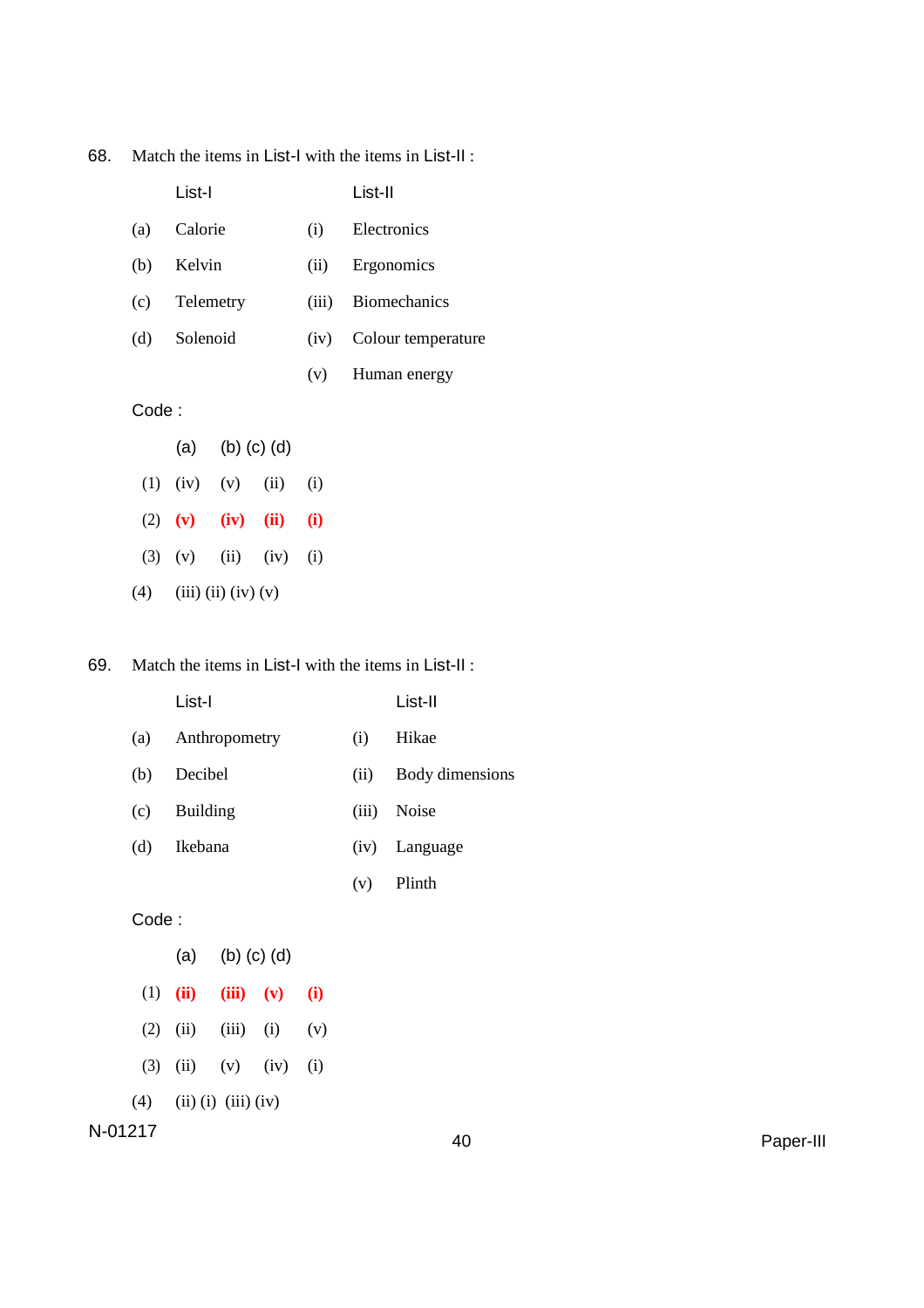68. Match the items in List-I with the items in List-II :

| | List-I | | List-II |
|---|---|---|---|
| (a) | Calorie | (i) | Electronics |
| (b) | Kelvin | (ii) | Ergonomics |
| (c) | Telemetry | (iii) | Biomechanics |
| (d) | Solenoid | (iv) | Colour temperature |
| | | (v) | Human energy |

Code :

| | (a) | (b) | (c) | (d) |
|---|---|---|---|---|
| (1) | (iv) | (v) | (ii) | (i) |
| (2) | **(v)** | **(iv)** | **(ii)** | **(i)** |
| (3) | (v) | (ii) | (iv) | (i) |
| (4) | (iii) | (ii) | (iv) | (v) |

69. Match the items in List-I with the items in List-II :

| | List-I | | List-II |
|---|---|---|---|
| (a) | Anthropometry | (i) | Hikae |
| (b) | Decibel | (ii) | Body dimensions |
| (c) | Building | (iii) | Noise |
| (d) | Ikebana | (iv) | Language |
| | | (v) | Plinth |

Code :

| | (a) | (b) | (c) | (d) |
|---|---|---|---|---|
| (1) | **(ii)** | **(iii)** | **(v)** | **(i)** |
| (2) | (ii) | (iii) | (i) | (v) |
| (3) | (ii) | (v) | (iv) | (i) |
| (4) | (ii) | (i) | (iii) | (iv) |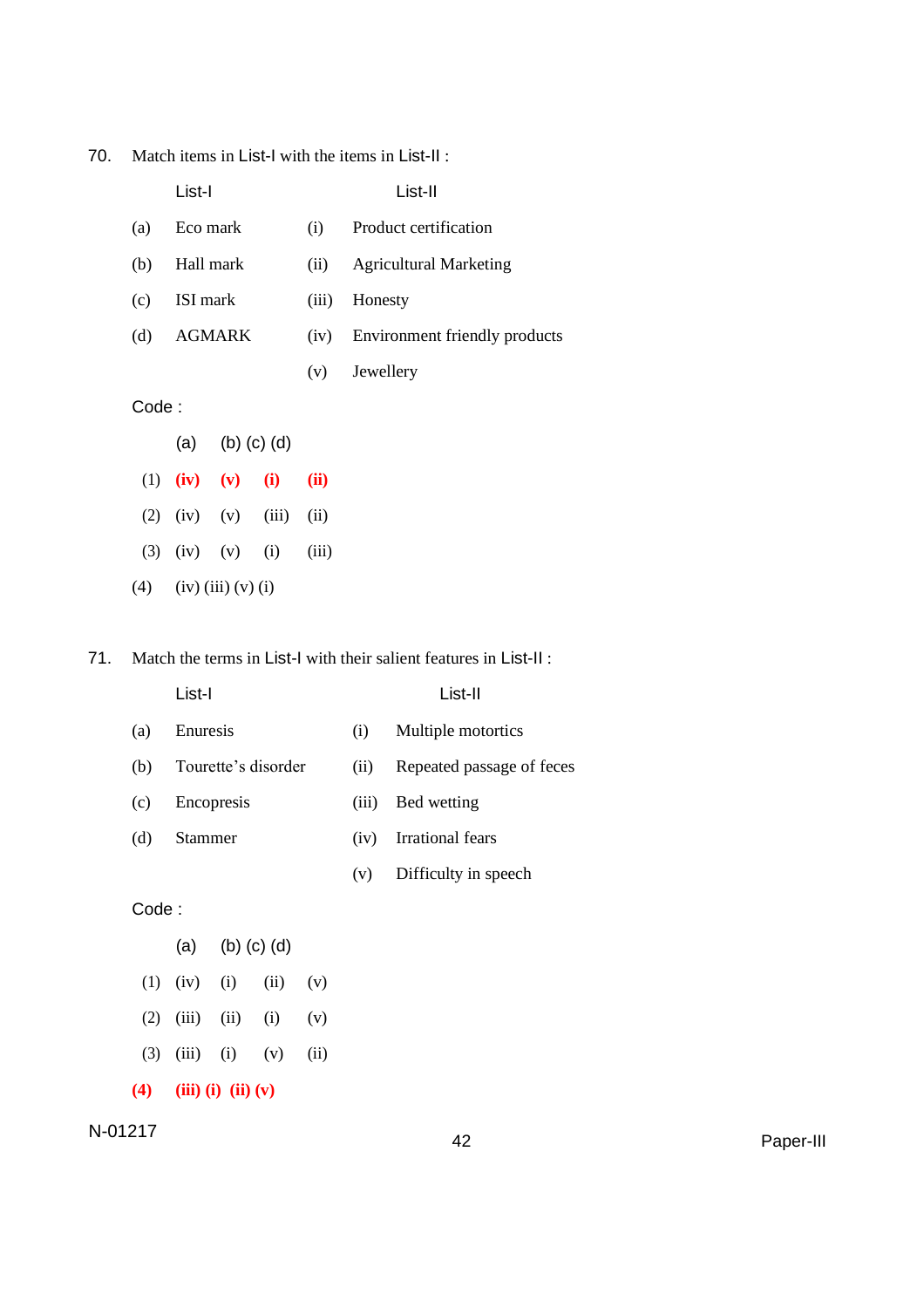70. Match items in List-I with the items in List-II :

| | List-I | | List-II |
|---|---|---|---|
| (a) | Eco mark | (i) | Product certification |
| (b) | Hall mark | (ii) | Agricultural Marketing |
| (c) | ISI mark | (iii) | Honesty |
| (d) | AGMARK | (iv) | Environment friendly products |
| | | (v) | Jewellery |

Code :

| | (a) | (b) | (c) | (d) |
|---|---|---|---|---|
| **(1)** | **(iv)** | **(v)** | **(i)** | **(ii)** |
| (2) | (iv) | (v) | (iii) | (ii) |
| (3) | (iv) | (v) | (i) | (iii) |
| (4) | (iv) | (iii) | (v) | (i) |

71. Match the terms in List-I with their salient features in List-II :

| | List-I | | List-II |
|---|---|---|---|
| (a) | Enuresis | (i) | Multiple motortics |
| (b) | Tourette's disorder | (ii) | Repeated passage of feces |
| (c) | Encopresis | (iii) | Bed wetting |
| (d) | Stammer | (iv) | Irrational fears |
| | | (v) | Difficulty in speech |

Code :

| | (a) | (b) | (c) | (d) |
|---|---|---|---|---|
| (1) | (iv) | (i) | (ii) | (v) |
| (2) | (iii) | (ii) | (i) | (v) |
| (3) | (iii) | (i) | (v) | (ii) |
| **(4)** | **(iii)** | **(i)** | **(ii)** | **(v)** |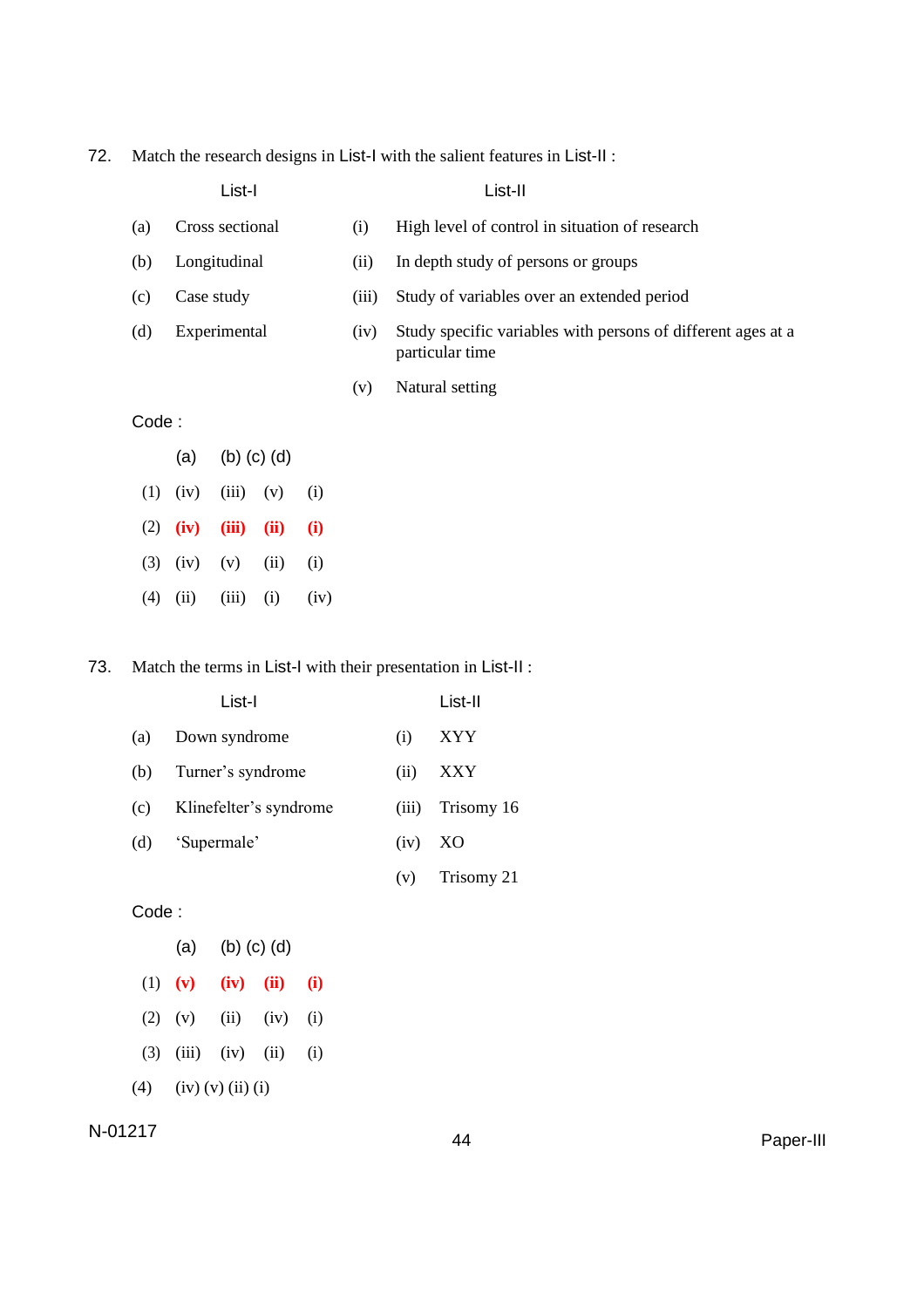72. Match the research designs in List-I with the salient features in List-II :

| | List-I | | List-II |
|---|---|---|---|
| (a) | Cross sectional | (i) | High level of control in situation of research |
| (b) | Longitudinal | (ii) | In depth study of persons or groups |
| (c) | Case study | (iii) | Study of variables over an extended period |
| (d) | Experimental | (iv) | Study specific variables with persons of different ages at a particular time |
| | | (v) | Natural setting |

Code :

| | (a) | (b) | (c) | (d) |
|---|---|---|---|---|
| (1) | (iv) | (iii) | (v) | (i) |
| (2) | **(iv)** | **(iii)** | **(ii)** | **(i)** |
| (3) | (iv) | (v) | (ii) | (i) |
| (4) | (ii) | (iii) | (i) | (iv) |

73. Match the terms in List-I with their presentation in List-II :

| | List-I | | List-II |
|---|---|---|---|
| (a) | Down syndrome | (i) | XYY |
| (b) | Turner's syndrome | (ii) | XXY |
| (c) | Klinefelter's syndrome | (iii) | Trisomy 16 |
| (d) | 'Supermale' | (iv) | XO |
| | | (v) | Trisomy 21 |

Code :

| | (a) | (b) | (c) | (d) |
|---|---|---|---|---|
| (1) | **(v)** | **(iv)** | **(ii)** | **(i)** |
| (2) | (v) | (ii) | (iv) | (i) |
| (3) | (iii) | (iv) | (ii) | (i) |
| (4) | (iv) | (v) | (ii) | (i) |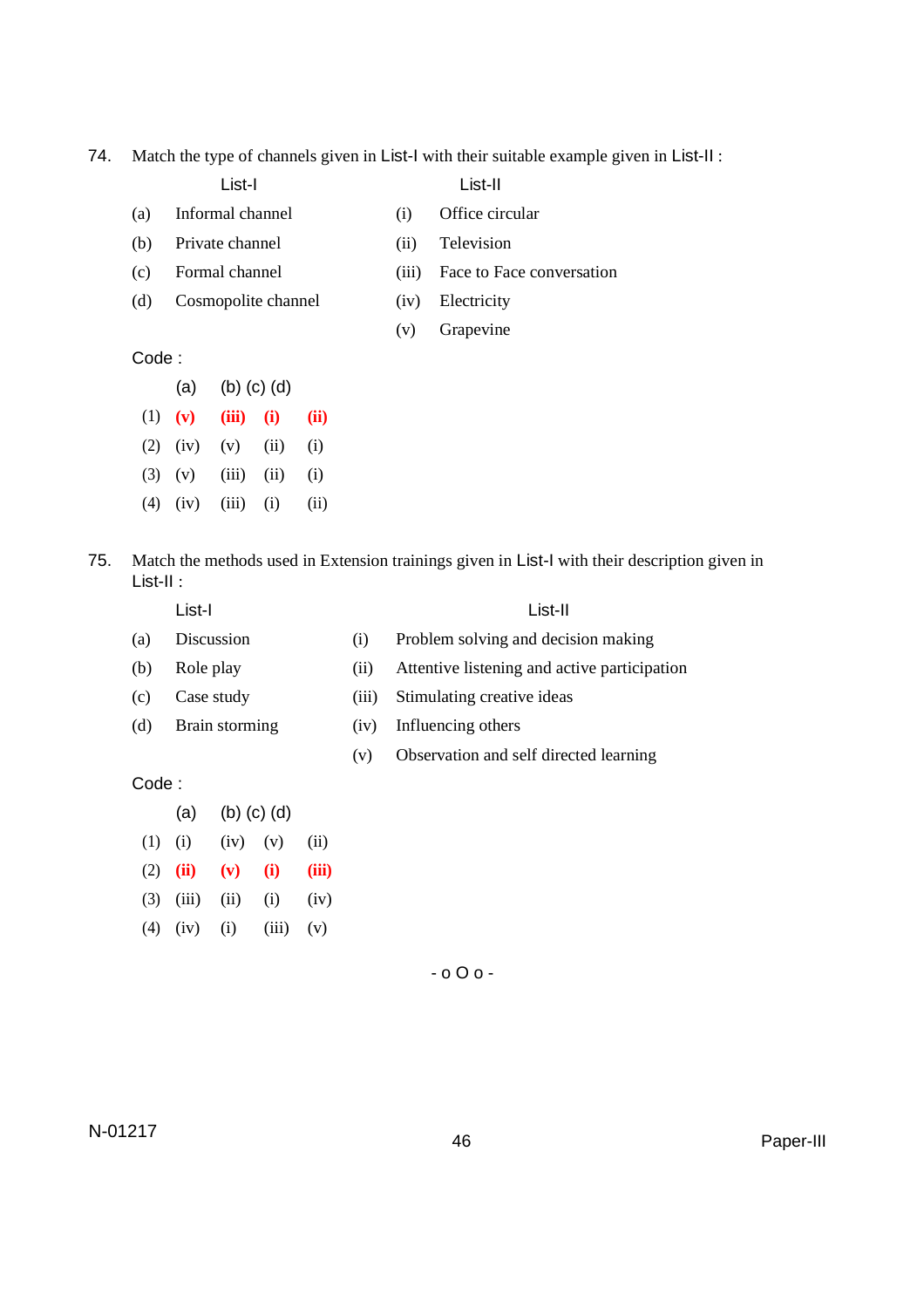74. Match the type of channels given in List-I with their suitable example given in List-II :

| | List-I | | List-II |
|---|---|---|---|
| (a) | Informal channel | (i) | Office circular |
| (b) | Private channel | (ii) | Television |
| (c) | Formal channel | (iii) | Face to Face conversation |
| (d) | Cosmopolite channel | (iv) | Electricity |
| | | (v) | Grapevine |

Code :

| | (a) | (b) | (c) | (d) |
|---|---|---|---|---|
| (1) | **(v)** | **(iii)** | **(i)** | **(ii)** |
| (2) | (iv) | (v) | (ii) | (i) |
| (3) | (v) | (iii) | (ii) | (i) |
| (4) | (iv) | (iii) | (i) | (ii) |

75. Match the methods used in Extension trainings given in List-I with their description given in List-II :

| | List-I | | List-II |
|---|---|---|---|
| (a) | Discussion | (i) | Problem solving and decision making |
| (b) | Role play | (ii) | Attentive listening and active participation |
| (c) | Case study | (iii) | Stimulating creative ideas |
| (d) | Brain storming | (iv) | Influencing others |
| | | (v) | Observation and self directed learning |

Code :

| | (a) | (b) | (c) | (d) |
|---|---|---|---|---|
| (1) | (i) | (iv) | (v) | (ii) |
| (2) | **(ii)** | **(v)** | **(i)** | **(iii)** |
| (3) | (iii) | (ii) | (i) | (iv) |
| (4) | (iv) | (i) | (iii) | (v) |

- o O o -